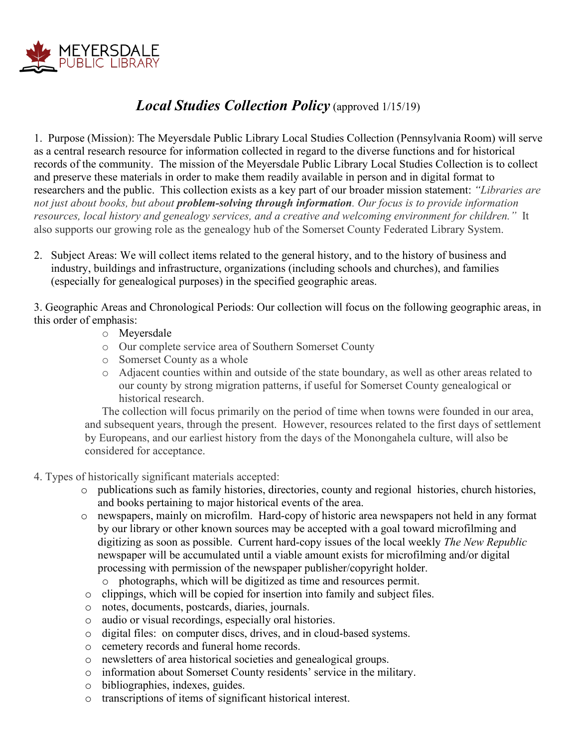MEYERSDALE PUBLIC LIBRARY

# *Local Studies Collection Policy* (approved 1/15/19)

1. Purpose (Mission): The Meyersdale Public Library Local Studies Collection (Pennsylvania Room) will serve as a central research resource for information collected in regard to the diverse functions and for historical records of the community. The mission of the Meyersdale Public Library Local Studies Collection is to collect and preserve these materials in order to make them readily available in person and in digital format to researchers and the public. This collection exists as a key part of our broader mission statement: *"Libraries are not just about books, but about* ***problem-solving through information****. Our focus is to provide information resources, local history and genealogy services, and a creative and welcoming environment for children."* It also supports our growing role as the genealogy hub of the Somerset County Federated Library System.

2. Subject Areas: We will collect items related to the general history, and to the history of business and industry, buildings and infrastructure, organizations (including schools and churches), and families (especially for genealogical purposes) in the specified geographic areas.

3. Geographic Areas and Chronological Periods: Our collection will focus on the following geographic areas, in this order of emphasis:
   - Meyersdale
   - Our complete service area of Southern Somerset County
   - Somerset County as a whole
   - Adjacent counties within and outside of the state boundary, as well as other areas related to our county by strong migration patterns, if useful for Somerset County genealogical or historical research.

   The collection will focus primarily on the period of time when towns were founded in our area, and subsequent years, through the present. However, resources related to the first days of settlement by Europeans, and our earliest history from the days of the Monongahela culture, will also be considered for acceptance.

4. Types of historically significant materials accepted:
   - publications such as family histories, directories, county and regional histories, church histories, and books pertaining to major historical events of the area.
   - newspapers, mainly on microfilm. Hard-copy of historic area newspapers not held in any format by our library or other known sources may be accepted with a goal toward microfilming and digitizing as soon as possible. Current hard-copy issues of the local weekly *The New Republic* newspaper will be accumulated until a viable amount exists for microfilming and/or digital processing with permission of the newspaper publisher/copyright holder.
   - photographs, which will be digitized as time and resources permit.
   - clippings, which will be copied for insertion into family and subject files.
   - notes, documents, postcards, diaries, journals.
   - audio or visual recordings, especially oral histories.
   - digital files: on computer discs, drives, and in cloud-based systems.
   - cemetery records and funeral home records.
   - newsletters of area historical societies and genealogical groups.
   - information about Somerset County residents' service in the military.
   - bibliographies, indexes, guides.
   - transcriptions of items of significant historical interest.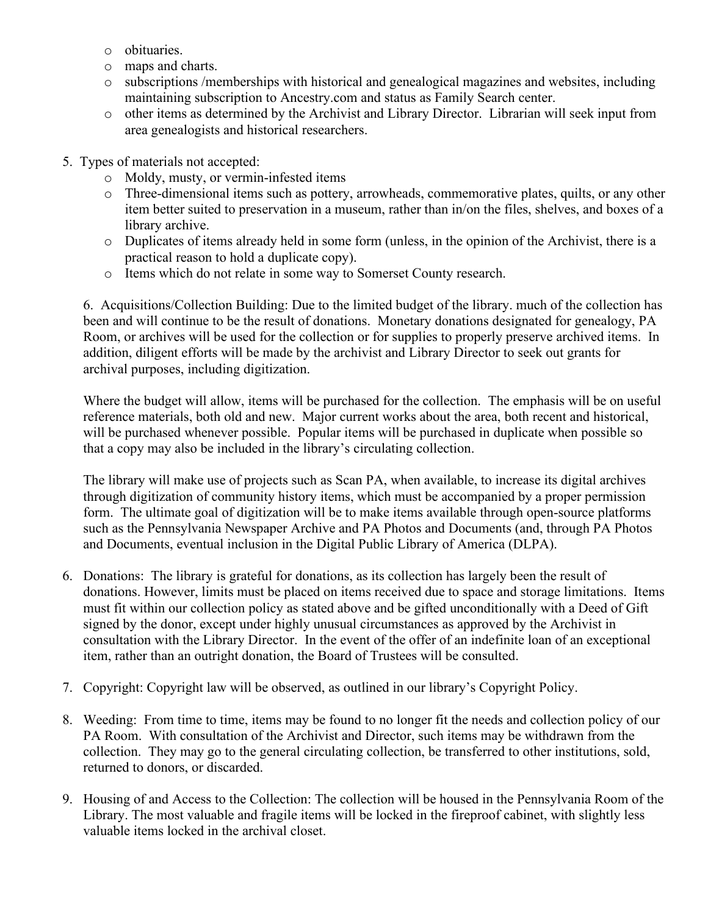- obituaries.
- maps and charts.
- subscriptions /memberships with historical and genealogical magazines and websites, including maintaining subscription to Ancestry.com and status as Family Search center.
- other items as determined by the Archivist and Library Director. Librarian will seek input from area genealogists and historical researchers.

5. Types of materials not accepted:
   - Moldy, musty, or vermin-infested items
   - Three-dimensional items such as pottery, arrowheads, commemorative plates, quilts, or any other item better suited to preservation in a museum, rather than in/on the files, shelves, and boxes of a library archive.
   - Duplicates of items already held in some form (unless, in the opinion of the Archivist, there is a practical reason to hold a duplicate copy).
   - Items which do not relate in some way to Somerset County research.

6. Acquisitions/Collection Building: Due to the limited budget of the library. much of the collection has been and will continue to be the result of donations. Monetary donations designated for genealogy, PA Room, or archives will be used for the collection or for supplies to properly preserve archived items. In addition, diligent efforts will be made by the archivist and Library Director to seek out grants for archival purposes, including digitization.

   Where the budget will allow, items will be purchased for the collection. The emphasis will be on useful reference materials, both old and new. Major current works about the area, both recent and historical, will be purchased whenever possible. Popular items will be purchased in duplicate when possible so that a copy may also be included in the library's circulating collection.

   The library will make use of projects such as Scan PA, when available, to increase its digital archives through digitization of community history items, which must be accompanied by a proper permission form. The ultimate goal of digitization will be to make items available through open-source platforms such as the Pennsylvania Newspaper Archive and PA Photos and Documents (and, through PA Photos and Documents, eventual inclusion in the Digital Public Library of America (DLPA).

6. Donations: The library is grateful for donations, as its collection has largely been the result of donations. However, limits must be placed on items received due to space and storage limitations. Items must fit within our collection policy as stated above and be gifted unconditionally with a Deed of Gift signed by the donor, except under highly unusual circumstances as approved by the Archivist in consultation with the Library Director. In the event of the offer of an indefinite loan of an exceptional item, rather than an outright donation, the Board of Trustees will be consulted.

7. Copyright: Copyright law will be observed, as outlined in our library's Copyright Policy.

8. Weeding: From time to time, items may be found to no longer fit the needs and collection policy of our PA Room. With consultation of the Archivist and Director, such items may be withdrawn from the collection. They may go to the general circulating collection, be transferred to other institutions, sold, returned to donors, or discarded.

9. Housing of and Access to the Collection: The collection will be housed in the Pennsylvania Room of the Library. The most valuable and fragile items will be locked in the fireproof cabinet, with slightly less valuable items locked in the archival closet.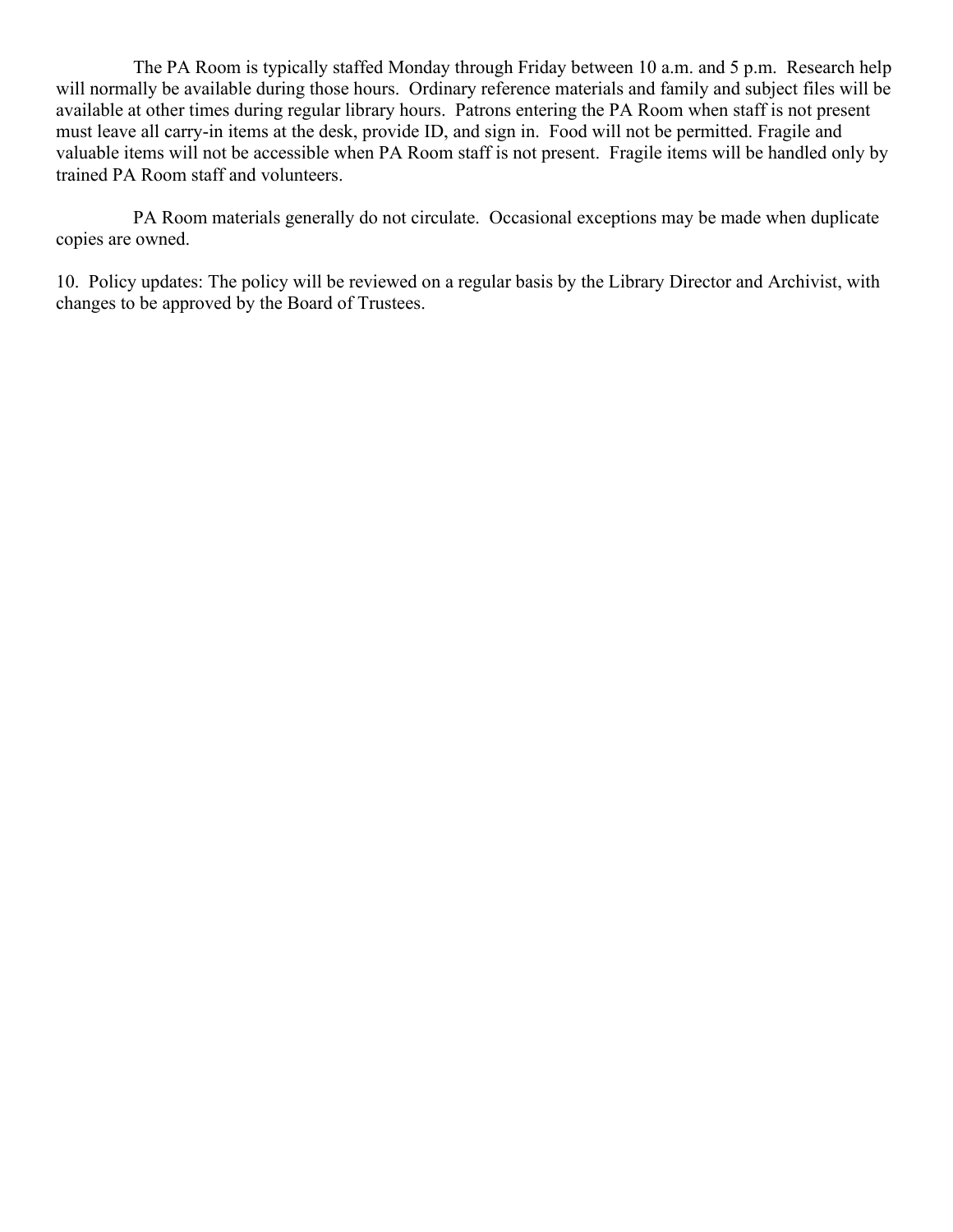The PA Room is typically staffed Monday through Friday between 10 a.m. and 5 p.m. Research help will normally be available during those hours. Ordinary reference materials and family and subject files will be available at other times during regular library hours. Patrons entering the PA Room when staff is not present must leave all carry-in items at the desk, provide ID, and sign in. Food will not be permitted. Fragile and valuable items will not be accessible when PA Room staff is not present. Fragile items will be handled only by trained PA Room staff and volunteers.

PA Room materials generally do not circulate. Occasional exceptions may be made when duplicate copies are owned.

10. Policy updates: The policy will be reviewed on a regular basis by the Library Director and Archivist, with changes to be approved by the Board of Trustees.